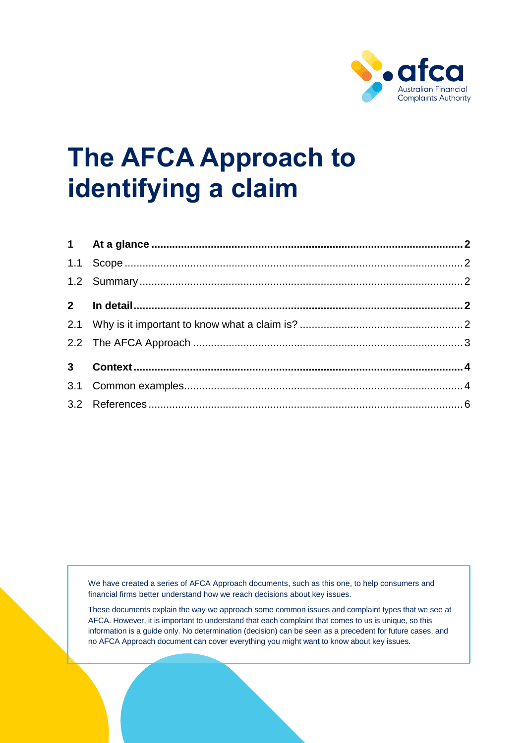# The AFCA Approach to identifying a claim

| | | |
|---|---|---|
| **1** | **At a glance** | **2** |
| 1.1 | Scope | 2 |
| 1.2 | Summary | 2 |
| **2** | **In detail** | **2** |
| 2.1 | Why is it important to know what a claim is? | 2 |
| 2.2 | The AFCA Approach | 3 |
| **3** | **Context** | **4** |
| 3.1 | Common examples | 4 |
| 3.2 | References | 6 |

We have created a series of AFCA Approach documents, such as this one, to help consumers and financial firms better understand how we reach decisions about key issues.

These documents explain the way we approach some common issues and complaint types that we see at AFCA. However, it is important to understand that each complaint that comes to us is unique, so this information is a guide only. No determination (decision) can be seen as a precedent for future cases, and no AFCA Approach document can cover everything you might want to know about key issues.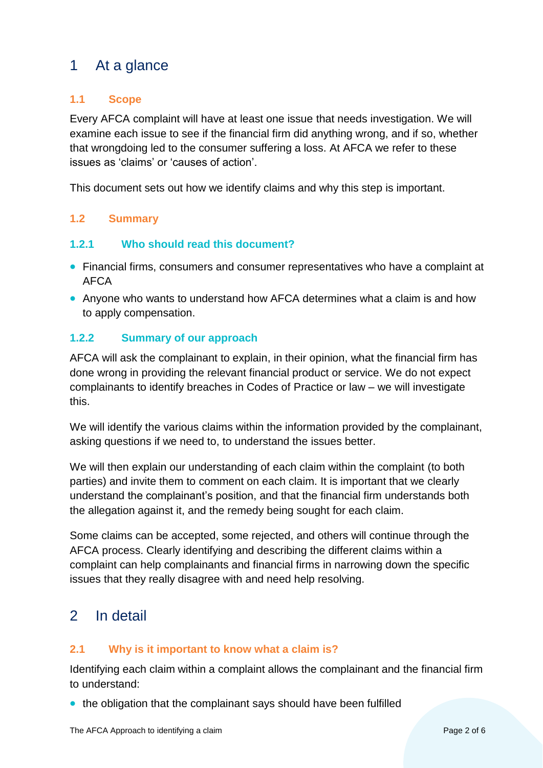# 1 At a glance

## 1.1 Scope

Every AFCA complaint will have at least one issue that needs investigation. We will examine each issue to see if the financial firm did anything wrong, and if so, whether that wrongdoing led to the consumer suffering a loss. At AFCA we refer to these issues as 'claims' or 'causes of action'.

This document sets out how we identify claims and why this step is important.

## 1.2 Summary

### 1.2.1 Who should read this document?

- Financial firms, consumers and consumer representatives who have a complaint at AFCA
- Anyone who wants to understand how AFCA determines what a claim is and how to apply compensation.

### 1.2.2 Summary of our approach

AFCA will ask the complainant to explain, in their opinion, what the financial firm has done wrong in providing the relevant financial product or service. We do not expect complainants to identify breaches in Codes of Practice or law – we will investigate this.

We will identify the various claims within the information provided by the complainant, asking questions if we need to, to understand the issues better.

We will then explain our understanding of each claim within the complaint (to both parties) and invite them to comment on each claim. It is important that we clearly understand the complainant's position, and that the financial firm understands both the allegation against it, and the remedy being sought for each claim.

Some claims can be accepted, some rejected, and others will continue through the AFCA process. Clearly identifying and describing the different claims within a complaint can help complainants and financial firms in narrowing down the specific issues that they really disagree with and need help resolving.

# 2 In detail

## 2.1 Why is it important to know what a claim is?

Identifying each claim within a complaint allows the complainant and the financial firm to understand:

- the obligation that the complainant says should have been fulfilled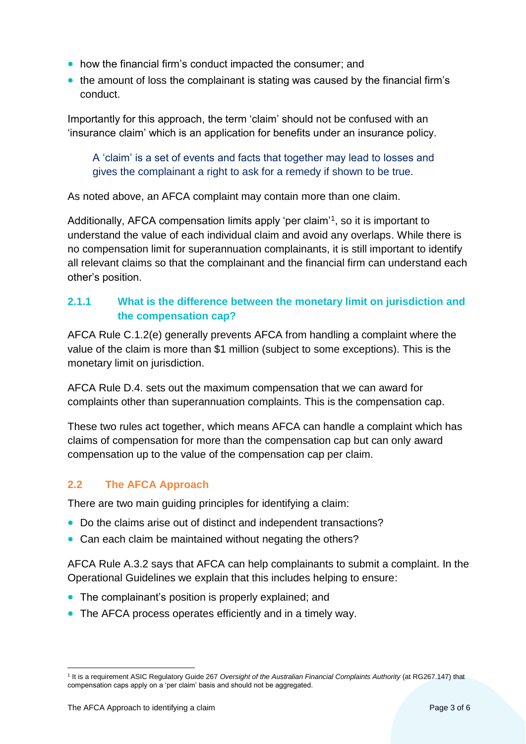- how the financial firm's conduct impacted the consumer; and
- the amount of loss the complainant is stating was caused by the financial firm's conduct.

Importantly for this approach, the term 'claim' should not be confused with an 'insurance claim' which is an application for benefits under an insurance policy.

> A 'claim' is a set of events and facts that together may lead to losses and gives the complainant a right to ask for a remedy if shown to be true.

As noted above, an AFCA complaint may contain more than one claim.

Additionally, AFCA compensation limits apply 'per claim'[1], so it is important to understand the value of each individual claim and avoid any overlaps. While there is no compensation limit for superannuation complainants, it is still important to identify all relevant claims so that the complainant and the financial firm can understand each other's position.

### 2.1.1 What is the difference between the monetary limit on jurisdiction and the compensation cap?

AFCA Rule C.1.2(e) generally prevents AFCA from handling a complaint where the value of the claim is more than $1 million (subject to some exceptions). This is the monetary limit on jurisdiction.

AFCA Rule D.4. sets out the maximum compensation that we can award for complaints other than superannuation complaints. This is the compensation cap.

These two rules act together, which means AFCA can handle a complaint which has claims of compensation for more than the compensation cap but can only award compensation up to the value of the compensation cap per claim.

## 2.2 The AFCA Approach

There are two main guiding principles for identifying a claim:

- Do the claims arise out of distinct and independent transactions?
- Can each claim be maintained without negating the others?

AFCA Rule A.3.2 says that AFCA can help complainants to submit a complaint. In the Operational Guidelines we explain that this includes helping to ensure:

- The complainant's position is properly explained; and
- The AFCA process operates efficiently and in a timely way.

---

[1] It is a requirement ASIC Regulatory Guide 267 *Oversight of the Australian Financial Complaints Authority* (at RG267.147) that compensation caps apply on a 'per claim' basis and should not be aggregated.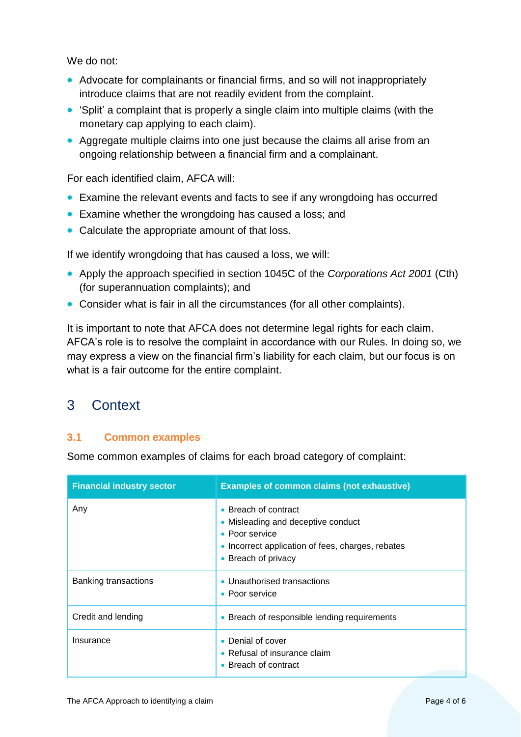We do not:

- Advocate for complainants or financial firms, and so will not inappropriately introduce claims that are not readily evident from the complaint.
- 'Split' a complaint that is properly a single claim into multiple claims (with the monetary cap applying to each claim).
- Aggregate multiple claims into one just because the claims all arise from an ongoing relationship between a financial firm and a complainant.

For each identified claim, AFCA will:

- Examine the relevant events and facts to see if any wrongdoing has occurred
- Examine whether the wrongdoing has caused a loss; and
- Calculate the appropriate amount of that loss.

If we identify wrongdoing that has caused a loss, we will:

- Apply the approach specified in section 1045C of the *Corporations Act 2001* (Cth) (for superannuation complaints); and
- Consider what is fair in all the circumstances (for all other complaints).

It is important to note that AFCA does not determine legal rights for each claim. AFCA's role is to resolve the complaint in accordance with our Rules. In doing so, we may express a view on the financial firm's liability for each claim, but our focus is on what is a fair outcome for the entire complaint.

# 3 Context

## 3.1 Common examples

Some common examples of claims for each broad category of complaint:

| Financial industry sector | Examples of common claims (not exhaustive) |
| --- | --- |
| Any | • Breach of contract<br>• Misleading and deceptive conduct<br>• Poor service<br>• Incorrect application of fees, charges, rebates<br>• Breach of privacy |
| Banking transactions | • Unauthorised transactions<br>• Poor service |
| Credit and lending | • Breach of responsible lending requirements |
| Insurance | • Denial of cover<br>• Refusal of insurance claim<br>• Breach of contract |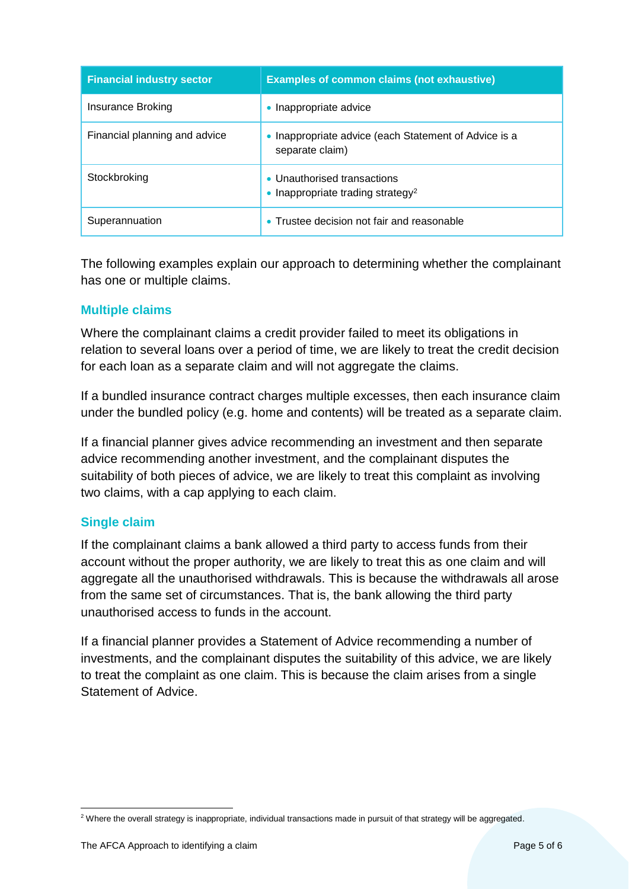| Financial industry sector | Examples of common claims (not exhaustive) |
| --- | --- |
| Insurance Broking | • Inappropriate advice |
| Financial planning and advice | • Inappropriate advice (each Statement of Advice is a separate claim) |
| Stockbroking | • Unauthorised transactions<br>• Inappropriate trading strategy[2] |
| Superannuation | • Trustee decision not fair and reasonable |

The following examples explain our approach to determining whether the complainant has one or multiple claims.

## Multiple claims

Where the complainant claims a credit provider failed to meet its obligations in relation to several loans over a period of time, we are likely to treat the credit decision for each loan as a separate claim and will not aggregate the claims.

If a bundled insurance contract charges multiple excesses, then each insurance claim under the bundled policy (e.g. home and contents) will be treated as a separate claim.

If a financial planner gives advice recommending an investment and then separate advice recommending another investment, and the complainant disputes the suitability of both pieces of advice, we are likely to treat this complaint as involving two claims, with a cap applying to each claim.

## Single claim

If the complainant claims a bank allowed a third party to access funds from their account without the proper authority, we are likely to treat this as one claim and will aggregate all the unauthorised withdrawals. This is because the withdrawals all arose from the same set of circumstances. That is, the bank allowing the third party unauthorised access to funds in the account.

If a financial planner provides a Statement of Advice recommending a number of investments, and the complainant disputes the suitability of this advice, we are likely to treat the complaint as one claim. This is because the claim arises from a single Statement of Advice.

[2] Where the overall strategy is inappropriate, individual transactions made in pursuit of that strategy will be aggregated.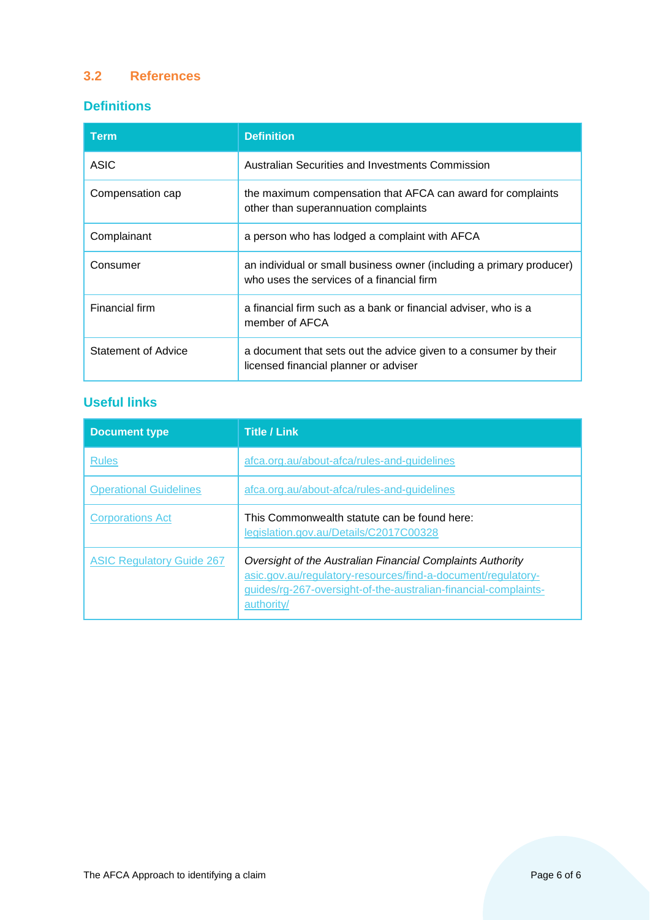## 3.2 References

### Definitions

| Term | Definition |
| --- | --- |
| ASIC | Australian Securities and Investments Commission |
| Compensation cap | the maximum compensation that AFCA can award for complaints other than superannuation complaints |
| Complainant | a person who has lodged a complaint with AFCA |
| Consumer | an individual or small business owner (including a primary producer) who uses the services of a financial firm |
| Financial firm | a financial firm such as a bank or financial adviser, who is a member of AFCA |
| Statement of Advice | a document that sets out the advice given to a consumer by their licensed financial planner or adviser |

### Useful links

| Document type | Title / Link |
| --- | --- |
| Rules | afca.org.au/about-afca/rules-and-guidelines |
| Operational Guidelines | afca.org.au/about-afca/rules-and-guidelines |
| Corporations Act | This Commonwealth statute can be found here: legislation.gov.au/Details/C2017C00328 |
| ASIC Regulatory Guide 267 | *Oversight of the Australian Financial Complaints Authority* asic.gov.au/regulatory-resources/find-a-document/regulatory-guides/rg-267-oversight-of-the-australian-financial-complaints-authority/ |